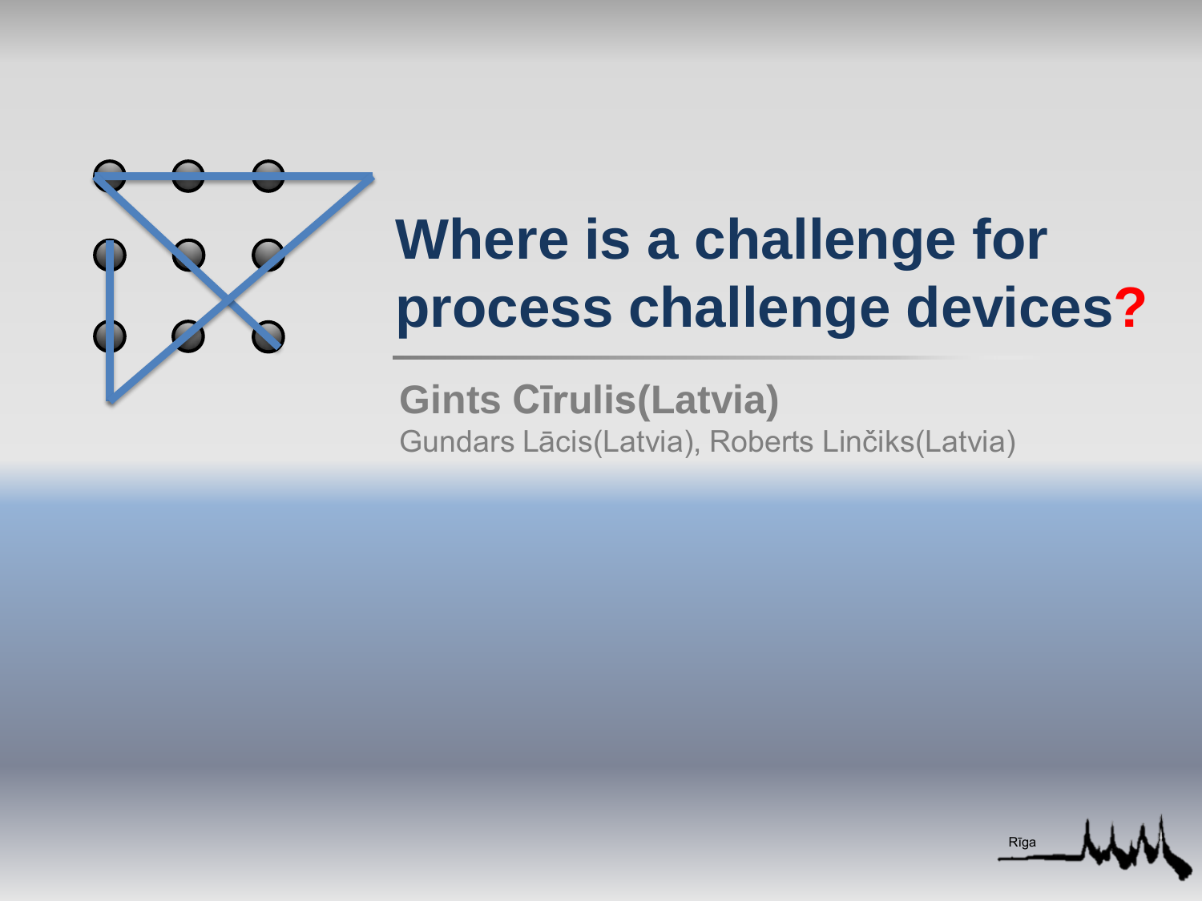# Where is a challenge for process challenge devices?

**Gints Cīrulis(Latvia)**

Gundars Lācis(Latvia), Roberts Linčiks(Latvia)

Rīga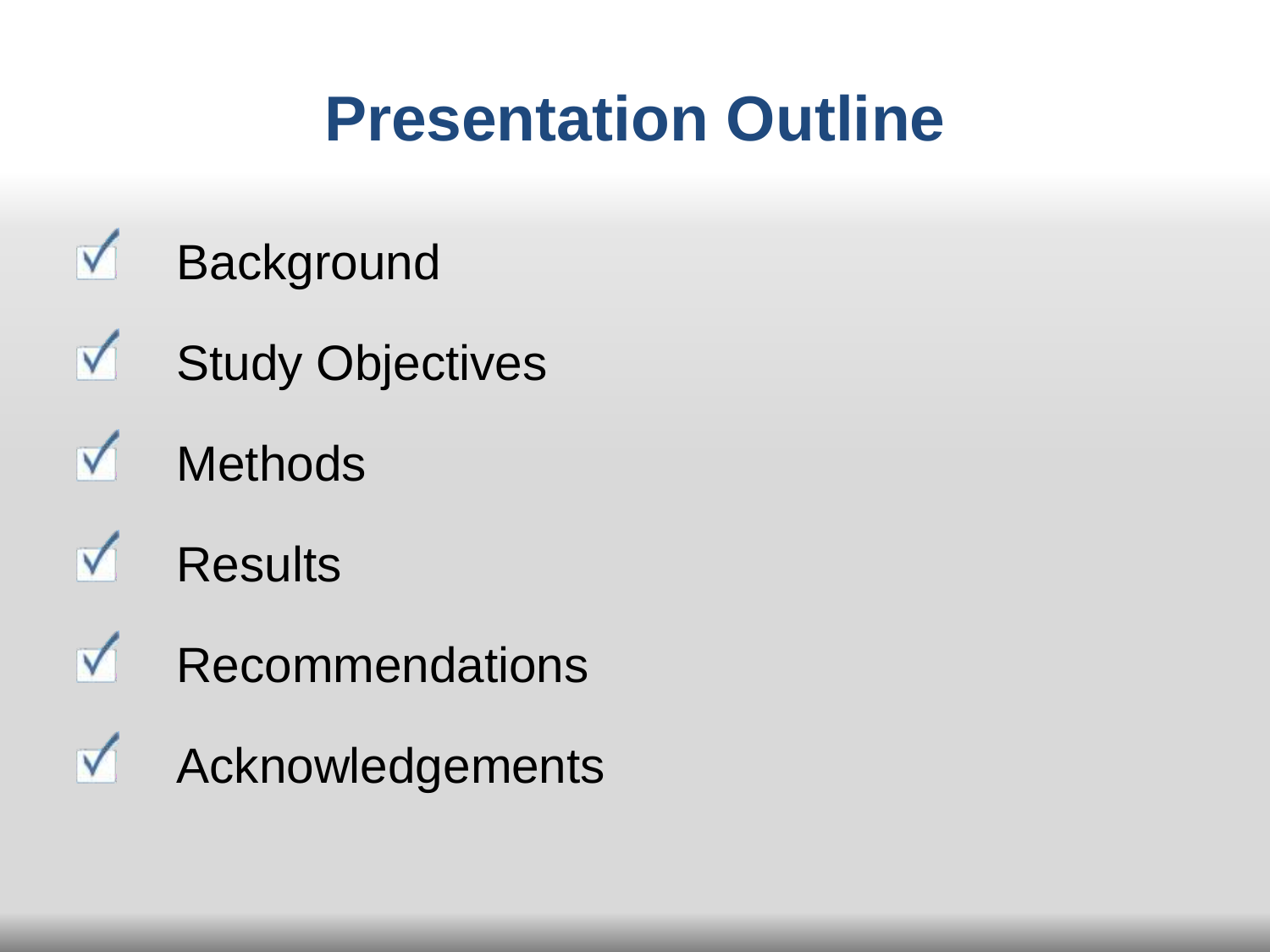# Presentation Outline

- Background
- Study Objectives
- Methods
- Results
- Recommendations
- Acknowledgements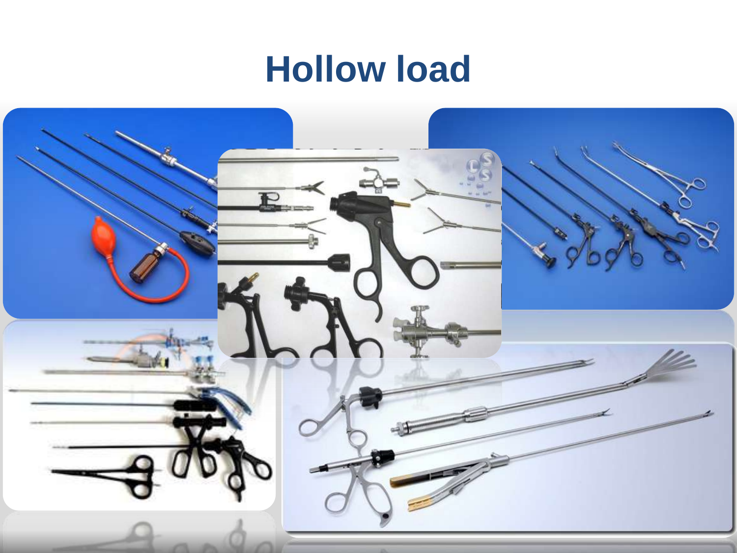# Hollow load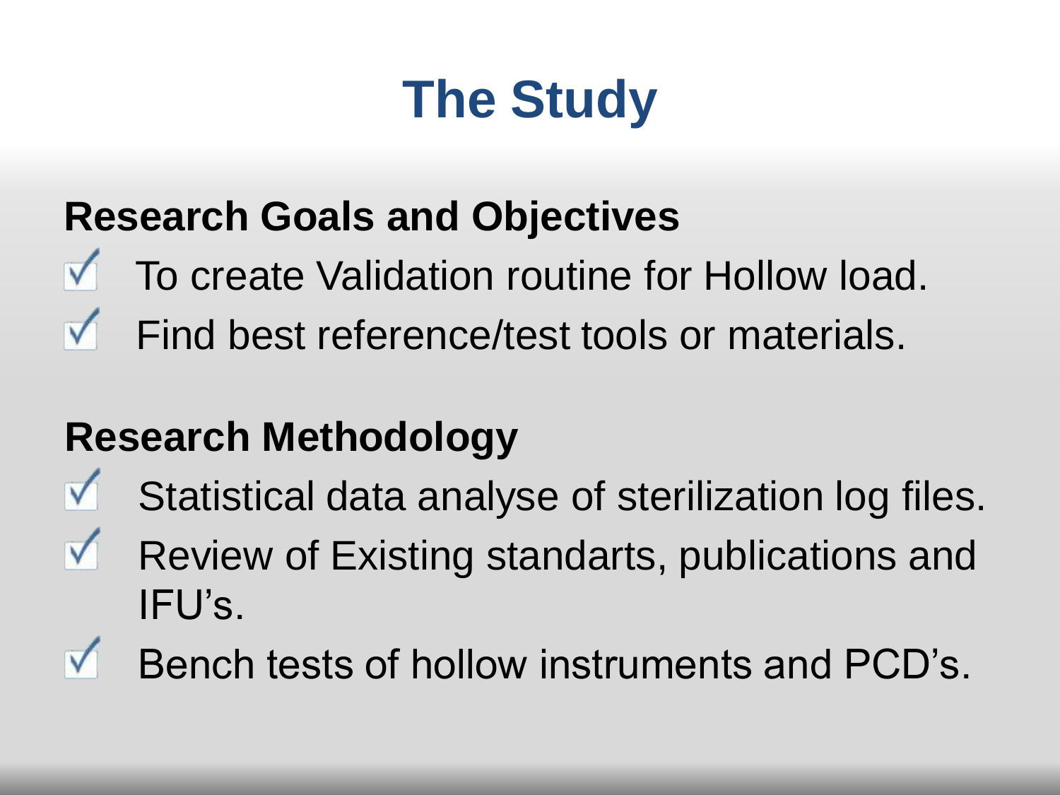# The Study

## Research Goals and Objectives

- To create Validation routine for Hollow load.
- Find best reference/test tools or materials.

## Research Methodology

- Statistical data analyse of sterilization log files.
- Review of Existing standarts, publications and IFU's.
- Bench tests of hollow instruments and PCD's.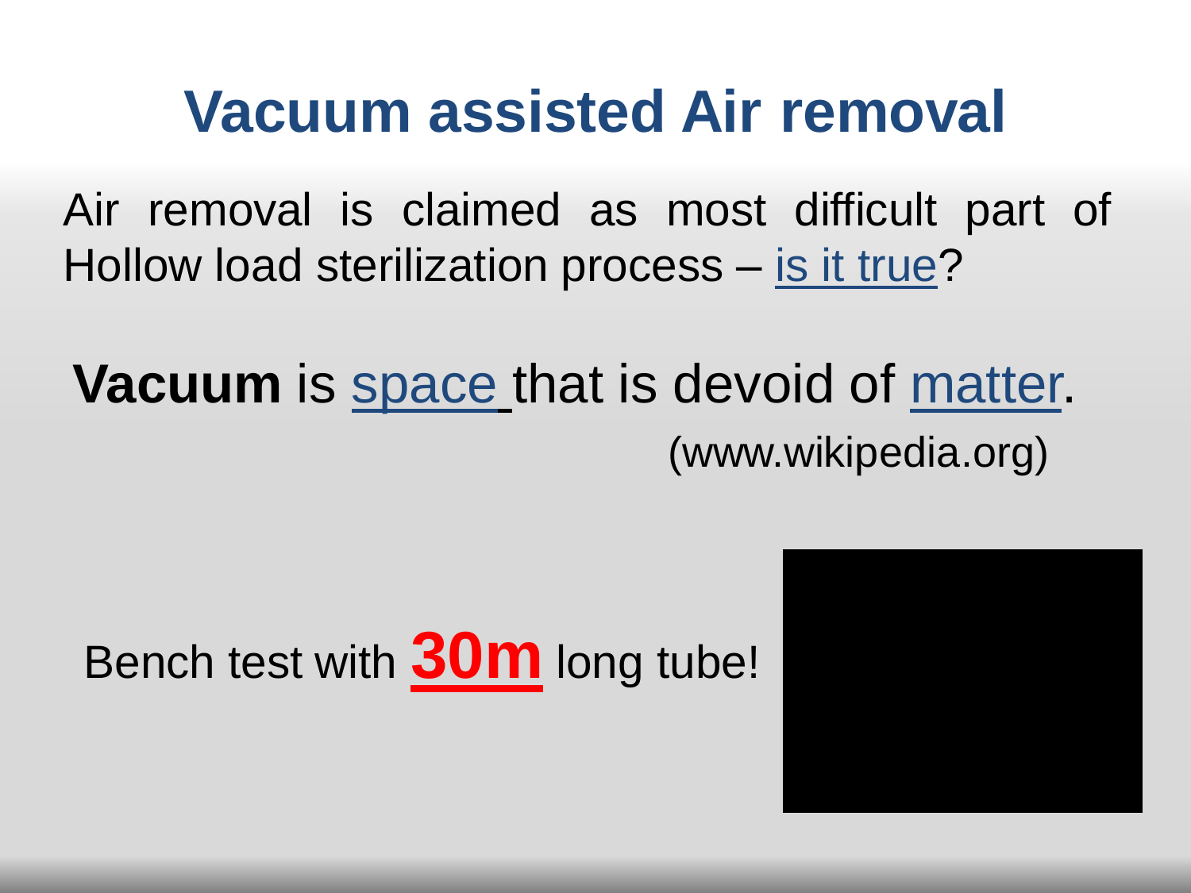# Vacuum assisted Air removal

Air removal is claimed as most difficult part of Hollow load sterilization process – is it true?

**Vacuum** is space that is devoid of matter.

(www.wikipedia.org)

Bench test with **30m** long tube!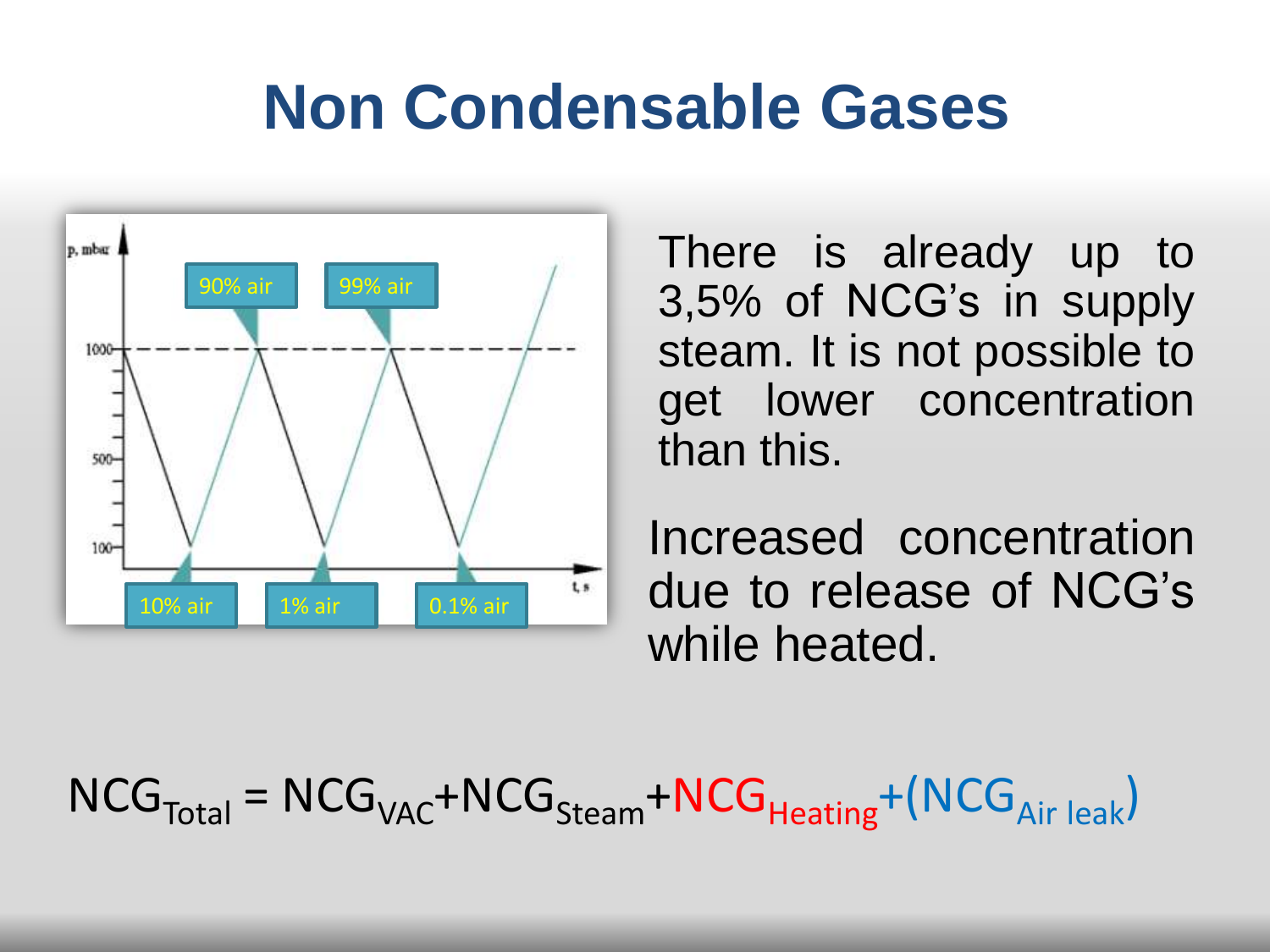# Non Condensable Gases

90% air

99% air

10% air

1% air

0.1% air

There is already up to 3,5% of NCG's in supply steam. It is not possible to get lower concentration than this.

Increased concentration due to release of NCG's while heated.

$$NCG_{Total} = NCG_{VAC} + NCG_{Steam} + NCG_{Heating} + (NCG_{Air\ leak})$$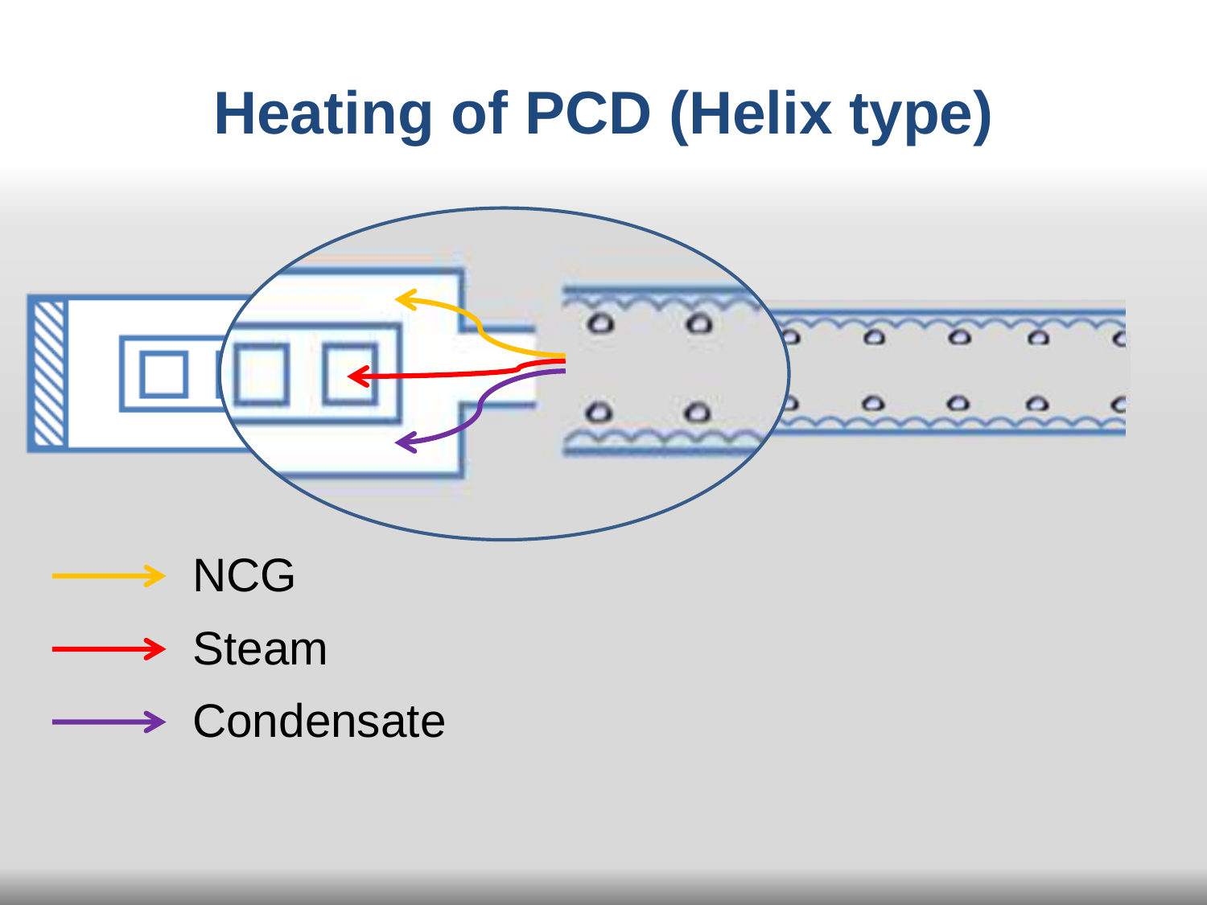# Heating of PCD (Helix type)

NCG

Steam

Condensate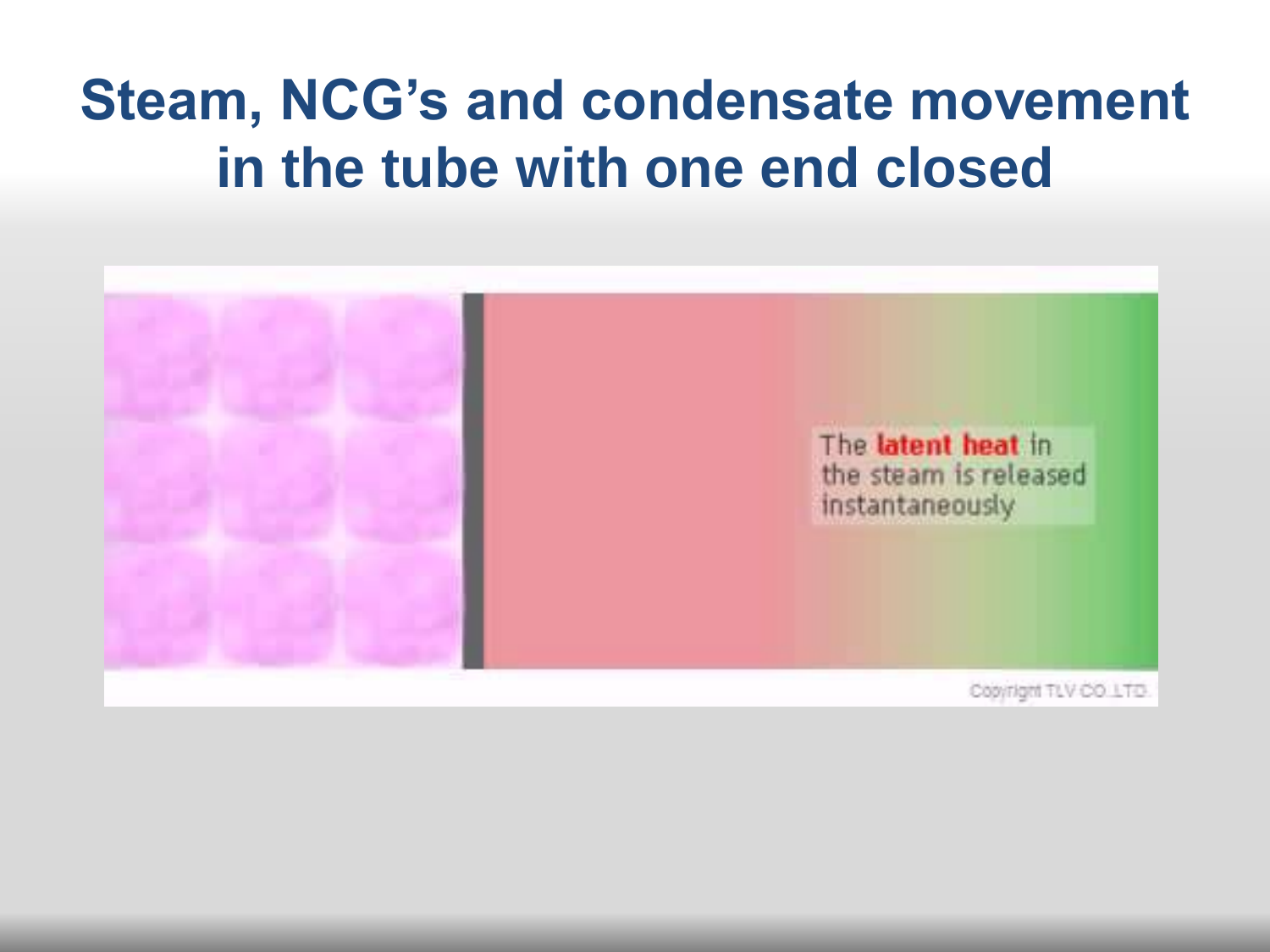# Steam, NCG's and condensate movement in the tube with one end closed

The **latent heat** in the steam is released instantaneously

Copyright TLV CO.,LTD.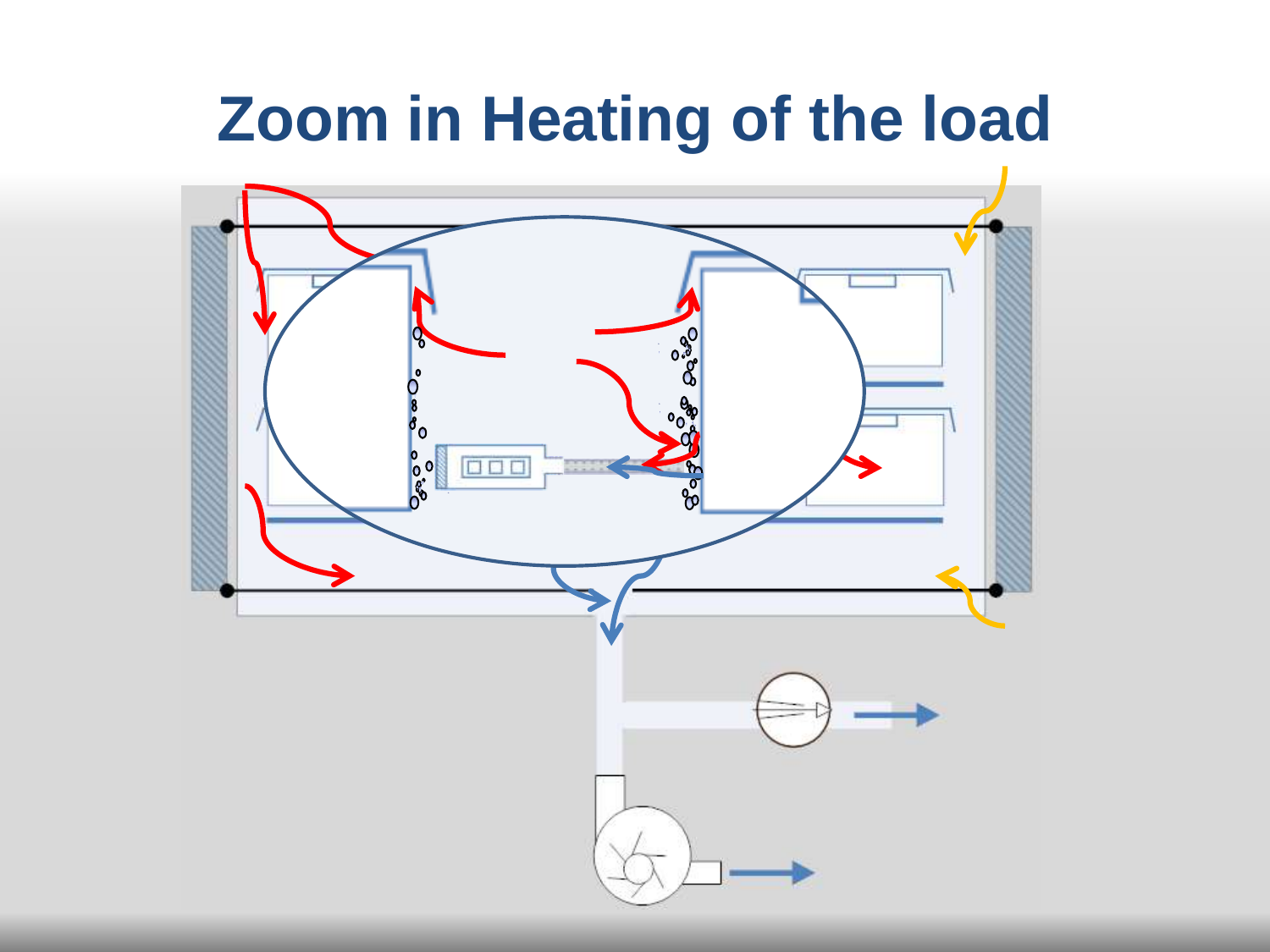# Zoom in Heating of the load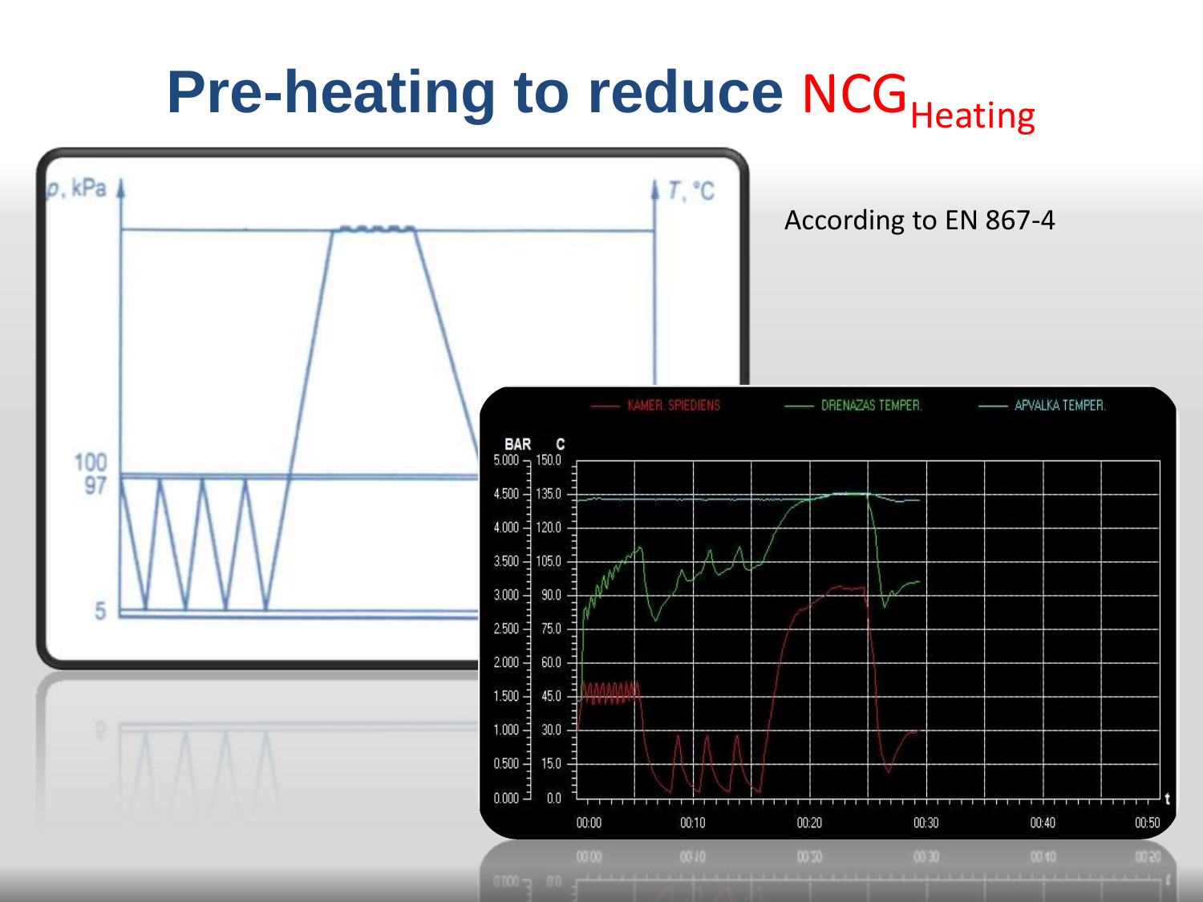# Pre-heating to reduce $NCG_{Heating}$

According to EN 867-4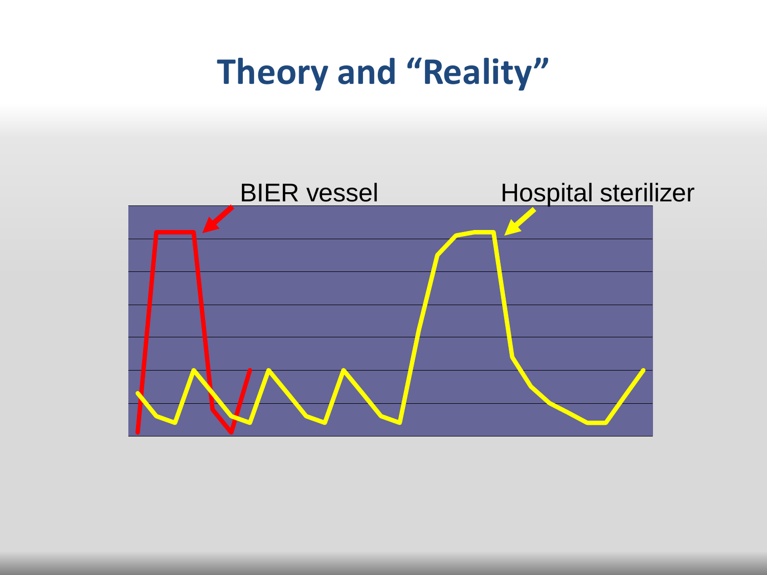# Theory and "Reality"

BIER vessel

Hospital sterilizer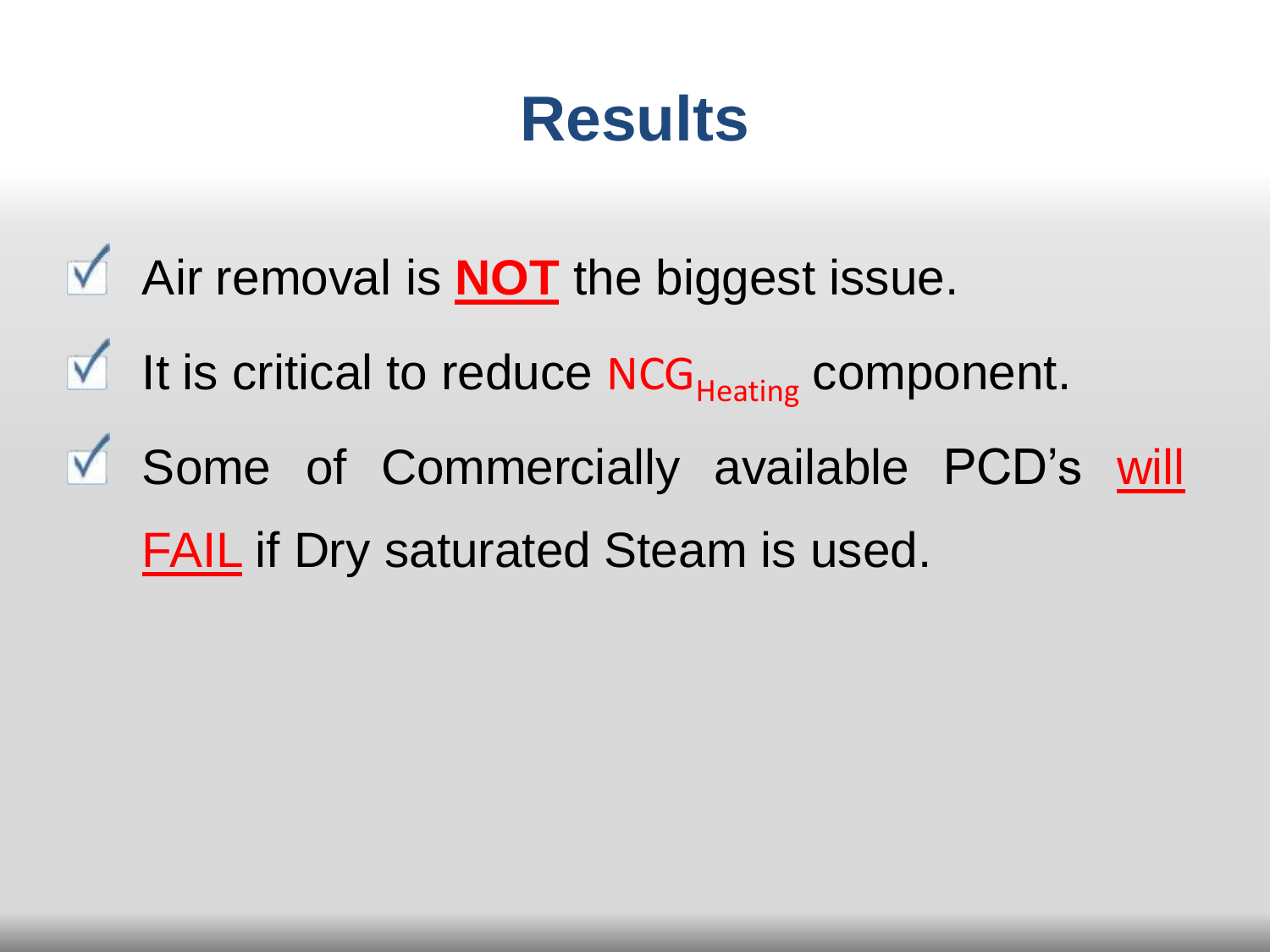# Results

- Air removal is **NOT** the biggest issue.
- It is critical to reduce $NCG_{Heating}$ component.
- Some of Commercially available PCD's will FAIL if Dry saturated Steam is used.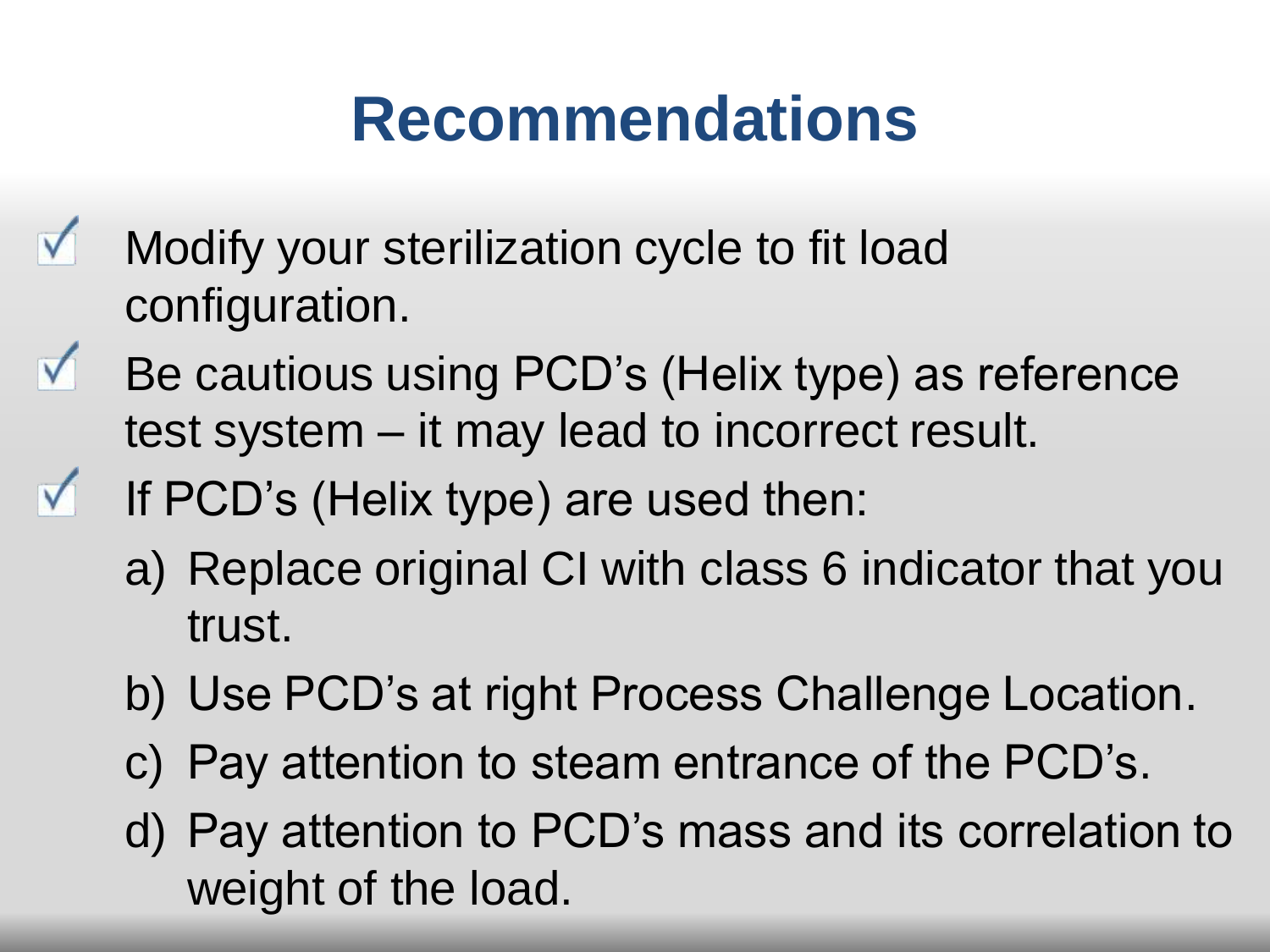# Recommendations

- ☑ Modify your sterilization cycle to fit load configuration.
- ☑ Be cautious using PCD's (Helix type) as reference test system – it may lead to incorrect result.
- ☑ If PCD's (Helix type) are used then:
  a) Replace original CI with class 6 indicator that you trust.
  b) Use PCD's at right Process Challenge Location.
  c) Pay attention to steam entrance of the PCD's.
  d) Pay attention to PCD's mass and its correlation to weight of the load.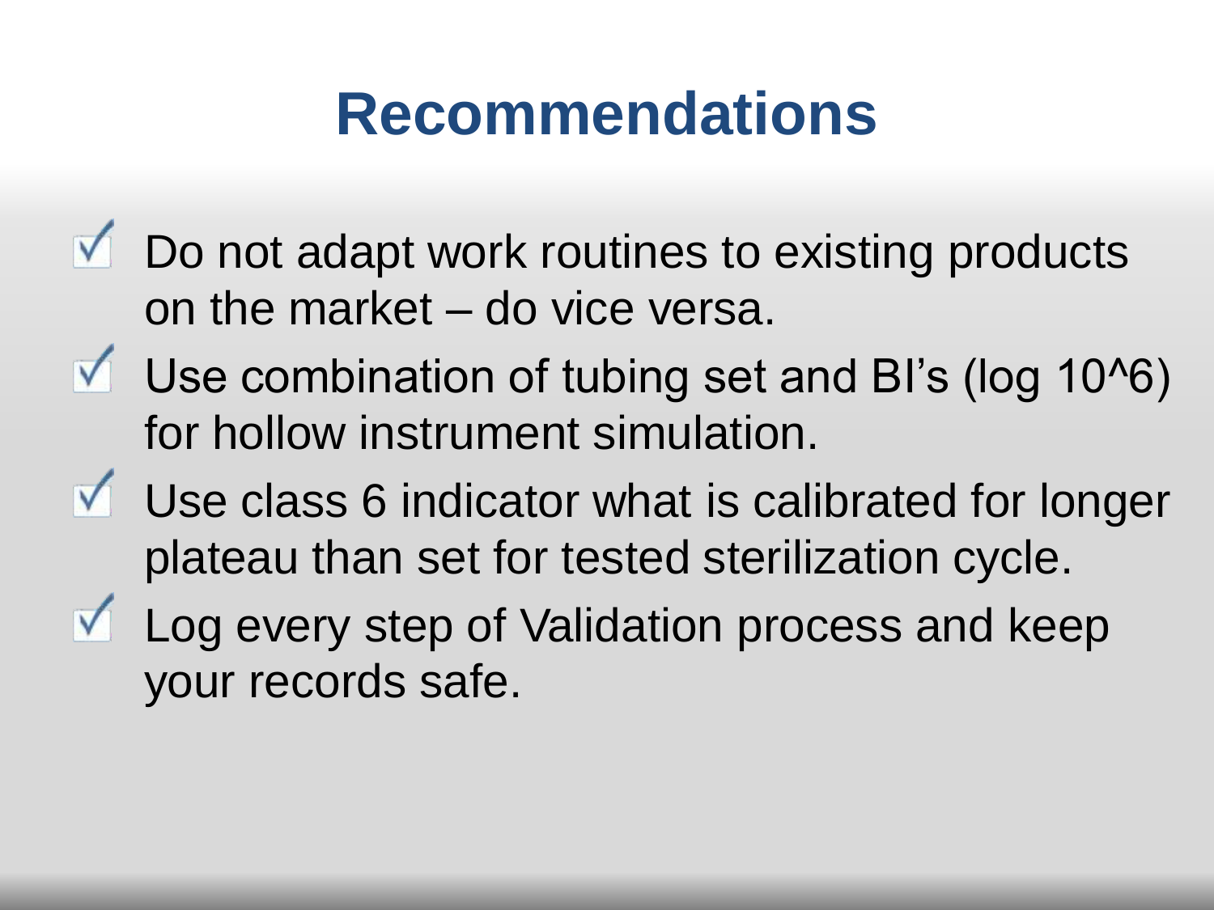# Recommendations

- Do not adapt work routines to existing products on the market – do vice versa.
- Use combination of tubing set and BI's (log 10^6) for hollow instrument simulation.
- Use class 6 indicator what is calibrated for longer plateau than set for tested sterilization cycle.
- Log every step of Validation process and keep your records safe.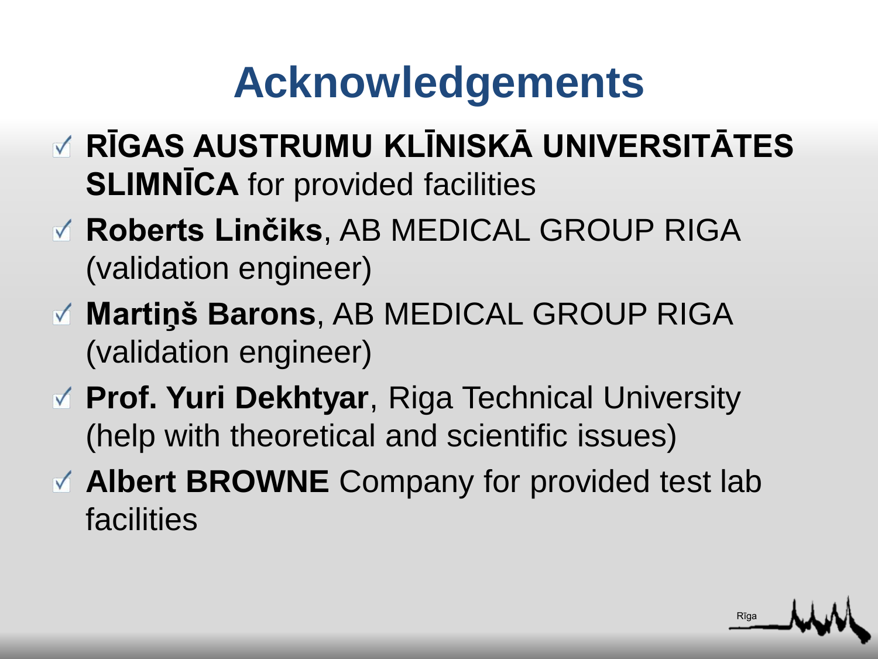# Acknowledgements

- **RĪGAS AUSTRUMU KLĪNISKĀ UNIVERSITĀTES SLIMNĪCA** for provided facilities
- **Roberts Linčiks**, AB MEDICAL GROUP RIGA (validation engineer)
- **Martiņš Barons**, AB MEDICAL GROUP RIGA (validation engineer)
- **Prof. Yuri Dekhtyar**, Riga Technical University (help with theoretical and scientific issues)
- **Albert BROWNE** Company for provided test lab facilities